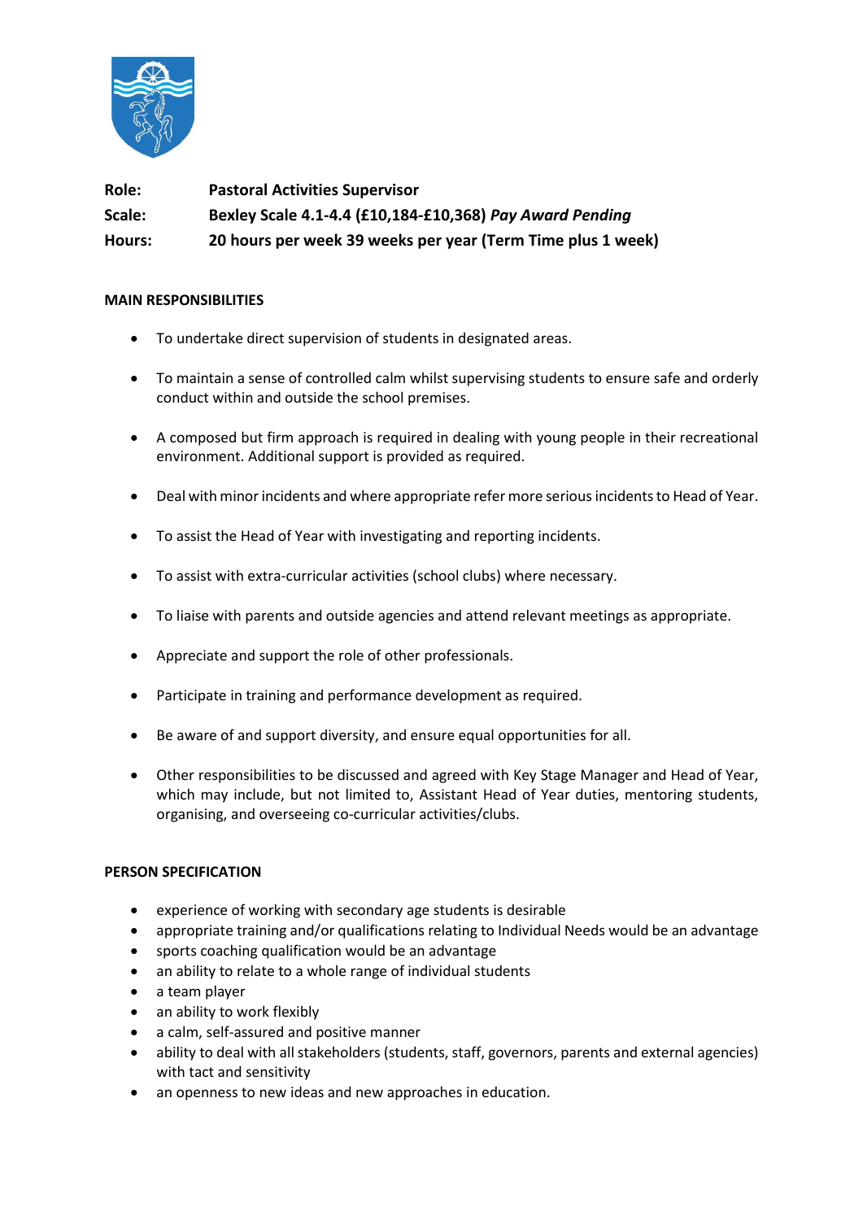**Role:** **Pastoral Activities Supervisor**

**Scale:** **Bexley Scale 4.1-4.4 (£10,184-£10,368)** ***Pay Award Pending***

**Hours:** **20 hours per week 39 weeks per year (Term Time plus 1 week)**

## MAIN RESPONSIBILITIES

- To undertake direct supervision of students in designated areas.
- To maintain a sense of controlled calm whilst supervising students to ensure safe and orderly conduct within and outside the school premises.
- A composed but firm approach is required in dealing with young people in their recreational environment. Additional support is provided as required.
- Deal with minor incidents and where appropriate refer more serious incidents to Head of Year.
- To assist the Head of Year with investigating and reporting incidents.
- To assist with extra-curricular activities (school clubs) where necessary.
- To liaise with parents and outside agencies and attend relevant meetings as appropriate.
- Appreciate and support the role of other professionals.
- Participate in training and performance development as required.
- Be aware of and support diversity, and ensure equal opportunities for all.
- Other responsibilities to be discussed and agreed with Key Stage Manager and Head of Year, which may include, but not limited to, Assistant Head of Year duties, mentoring students, organising, and overseeing co-curricular activities/clubs.

## PERSON SPECIFICATION

- experience of working with secondary age students is desirable
- appropriate training and/or qualifications relating to Individual Needs would be an advantage
- sports coaching qualification would be an advantage
- an ability to relate to a whole range of individual students
- a team player
- an ability to work flexibly
- a calm, self-assured and positive manner
- ability to deal with all stakeholders (students, staff, governors, parents and external agencies) with tact and sensitivity
- an openness to new ideas and new approaches in education.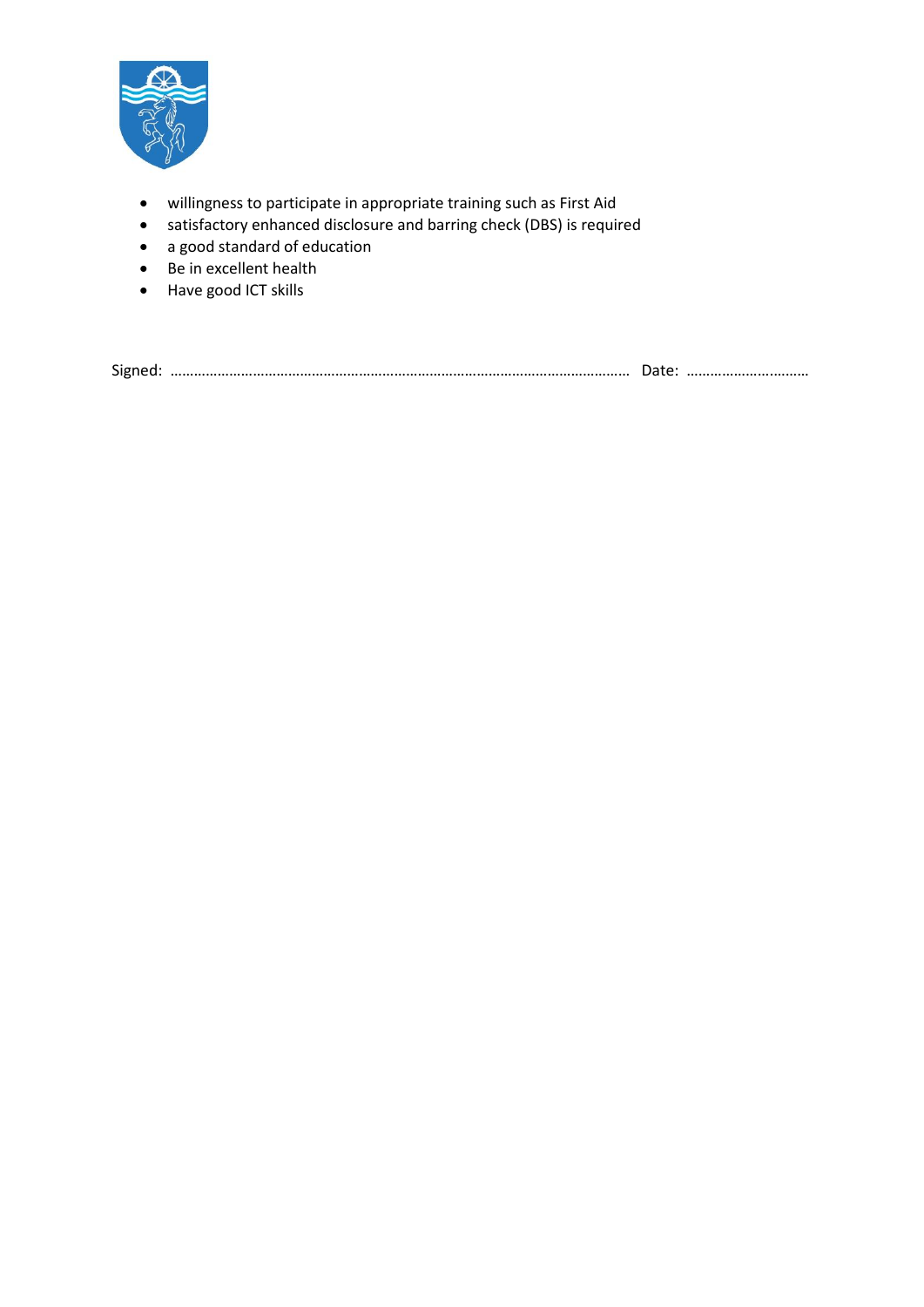- willingness to participate in appropriate training such as First Aid
- satisfactory enhanced disclosure and barring check (DBS) is required
- a good standard of education
- Be in excellent health
- Have good ICT skills

Signed: ……………………………………………………………………………………………………… Date: ……………………………